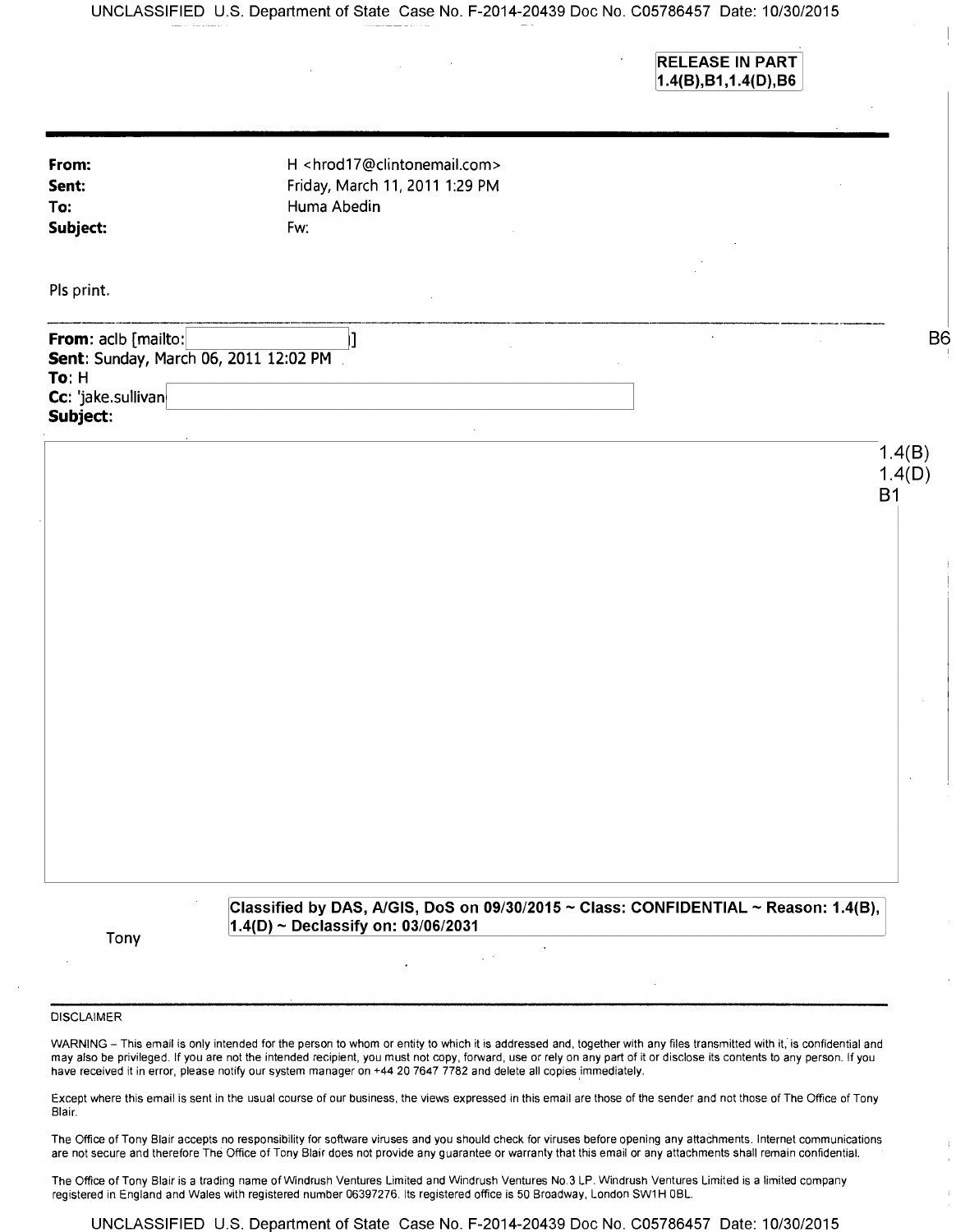RELEASE IN PART
1.4(B),B1,1.4(D),B6

**From:** H <hrod17@clintonemail.com>
**Sent:** Friday, March 11, 2011 1:29 PM
**To:** Huma Abedin
**Subject:** Fw:

Pls print.

---

**From:** aclb [mailto: ] B6
**Sent:** Sunday, March 06, 2011 12:02 PM
**To:** H
**Cc:** 'jake.sullivan
**Subject:**

1.4(B)
1.4(D)
B1

Classified by DAS, A/GIS, DoS on 09/30/2015 ~ Class: CONFIDENTIAL ~ Reason: 1.4(B), 1.4(D) ~ Declassify on: 03/06/2031

Tony

---

DISCLAIMER

WARNING – This email is only intended for the person to whom or entity to which it is addressed and, together with any files transmitted with it, is confidential and may also be privileged. If you are not the intended recipient, you must not copy, forward, use or rely on any part of it or disclose its contents to any person. If you have received it in error, please notify our system manager on +44 20 7647 7782 and delete all copies immediately.

Except where this email is sent in the usual course of our business, the views expressed in this email are those of the sender and not those of The Office of Tony Blair.

The Office of Tony Blair accepts no responsibility for software viruses and you should check for viruses before opening any attachments. Internet communications are not secure and therefore The Office of Tony Blair does not provide any guarantee or warranty that this email or any attachments shall remain confidential.

The Office of Tony Blair is a trading name of Windrush Ventures Limited and Windrush Ventures No.3 LP. Windrush Ventures Limited is a limited company registered in England and Wales with registered number 06397276. Its registered office is 50 Broadway, London SW1H 0BL.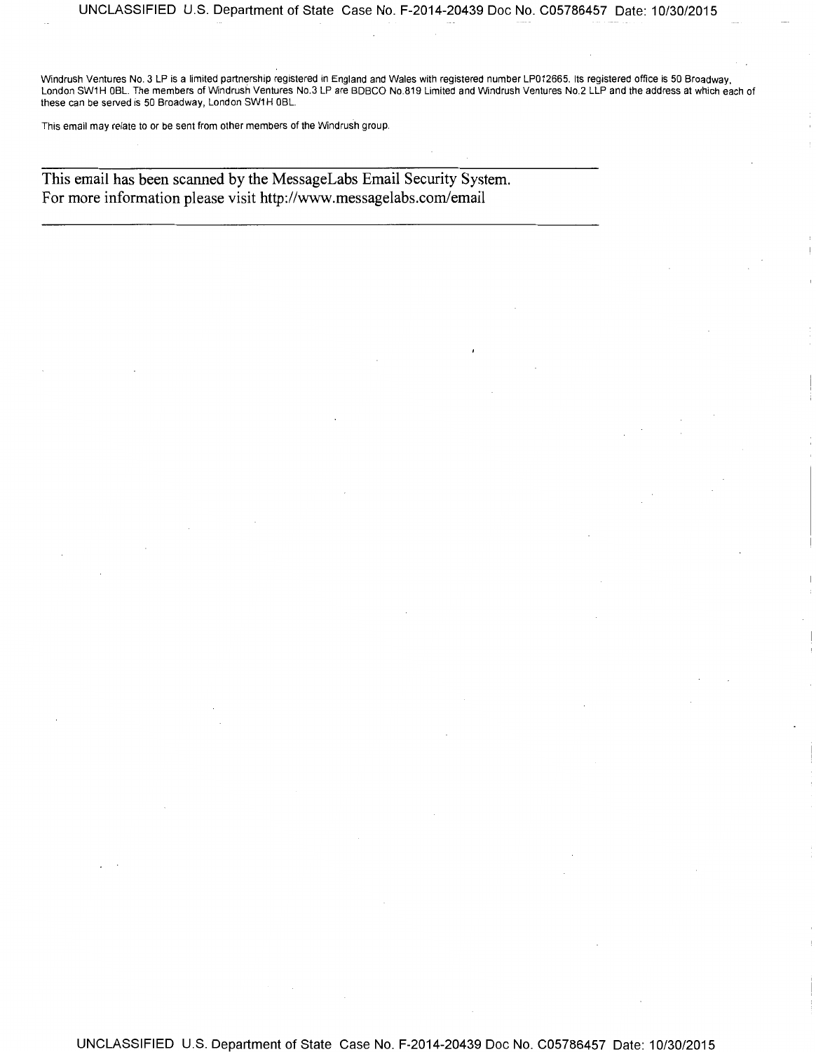Windrush Ventures No. 3 LP is a limited partnership registered in England and Wales with registered number LP012665. Its registered office is 50 Broadway, London SW1H 0BL. The members of Windrush Ventures No.3 LP are BDBCO No.819 Limited and Windrush Ventures No.2 LLP and the address at which each of these can be served is 50 Broadway, London SW1H 0BL.

This email may relate to or be sent from other members of the Windrush group.

---

This email has been scanned by the MessageLabs Email Security System.
For more information please visit http://www.messagelabs.com/email

---